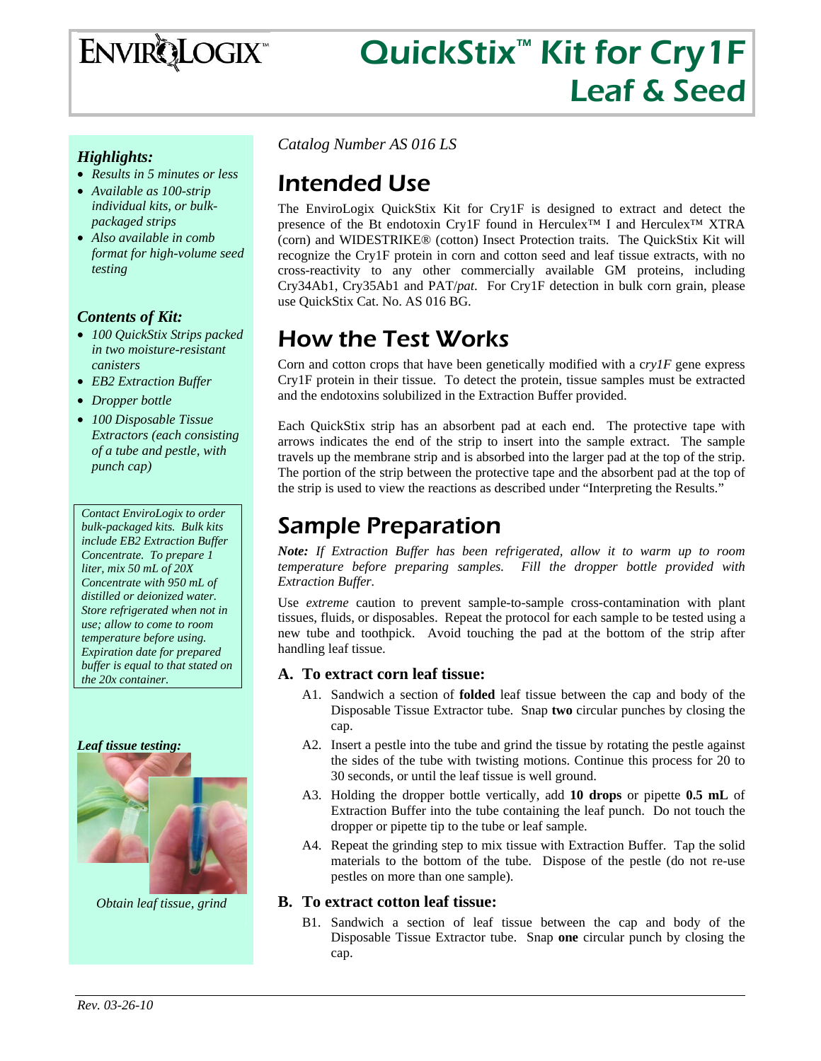ENVIROLOGIX™

# QuickStix™ Kit for Cry1F Leaf & Seed

*Catalog Number AS 016 LS*

## Intended Use

The EnviroLogix QuickStix Kit for Cry1F is designed to extract and detect the presence of the Bt endotoxin Cry1F found in Herculex™ I and Herculex™ XTRA (corn) and WIDESTRIKE® (cotton) Insect Protection traits. The QuickStix Kit will recognize the Cry1F protein in corn and cotton seed and leaf tissue extracts, with no cross-reactivity to any other commercially available GM proteins, including Cry34Ab1, Cry35Ab1 and PAT/*pat*. For Cry1F detection in bulk corn grain, please use QuickStix Cat. No. AS 016 BG.

## How the Test Works

Corn and cotton crops that have been genetically modified with a c*ry1F* gene express Cry1F protein in their tissue. To detect the protein, tissue samples must be extracted and the endotoxins solubilized in the Extraction Buffer provided.

Each QuickStix strip has an absorbent pad at each end. The protective tape with arrows indicates the end of the strip to insert into the sample extract. The sample travels up the membrane strip and is absorbed into the larger pad at the top of the strip. The portion of the strip between the protective tape and the absorbent pad at the top of the strip is used to view the reactions as described under "Interpreting the Results."

## Sample Preparation

***Note:*** *If Extraction Buffer has been refrigerated, allow it to warm up to room temperature before preparing samples. Fill the dropper bottle provided with Extraction Buffer.*

Use *extreme* caution to prevent sample-to-sample cross-contamination with plant tissues, fluids, or disposables. Repeat the protocol for each sample to be tested using a new tube and toothpick. Avoid touching the pad at the bottom of the strip after handling leaf tissue.

### A. To extract corn leaf tissue:

- A1. Sandwich a section of **folded** leaf tissue between the cap and body of the Disposable Tissue Extractor tube. Snap **two** circular punches by closing the cap.
- A2. Insert a pestle into the tube and grind the tissue by rotating the pestle against the sides of the tube with twisting motions. Continue this process for 20 to 30 seconds, or until the leaf tissue is well ground.
- A3. Holding the dropper bottle vertically, add **10 drops** or pipette **0.5 mL** of Extraction Buffer into the tube containing the leaf punch. Do not touch the dropper or pipette tip to the tube or leaf sample.
- A4. Repeat the grinding step to mix tissue with Extraction Buffer. Tap the solid materials to the bottom of the tube. Dispose of the pestle (do not re-use pestles on more than one sample).

### B. To extract cotton leaf tissue:

- B1. Sandwich a section of leaf tissue between the cap and body of the Disposable Tissue Extractor tube. Snap **one** circular punch by closing the cap.

***Highlights:***

- *Results in 5 minutes or less*
- *Available as 100-strip individual kits, or bulk-packaged strips*
- *Also available in comb format for high-volume seed testing*

***Contents of Kit:***

- *100 QuickStix Strips packed in two moisture-resistant canisters*
- *EB2 Extraction Buffer*
- *Dropper bottle*
- *100 Disposable Tissue Extractors (each consisting of a tube and pestle, with punch cap)*

*Contact EnviroLogix to order bulk-packaged kits. Bulk kits include EB2 Extraction Buffer Concentrate. To prepare 1 liter, mix 50 mL of 20X Concentrate with 950 mL of distilled or deionized water. Store refrigerated when not in use; allow to come to room temperature before using. Expiration date for prepared buffer is equal to that stated on the 20x container.*

***Leaf tissue testing:***

*Obtain leaf tissue, grind*

*Rev. 03-26-10*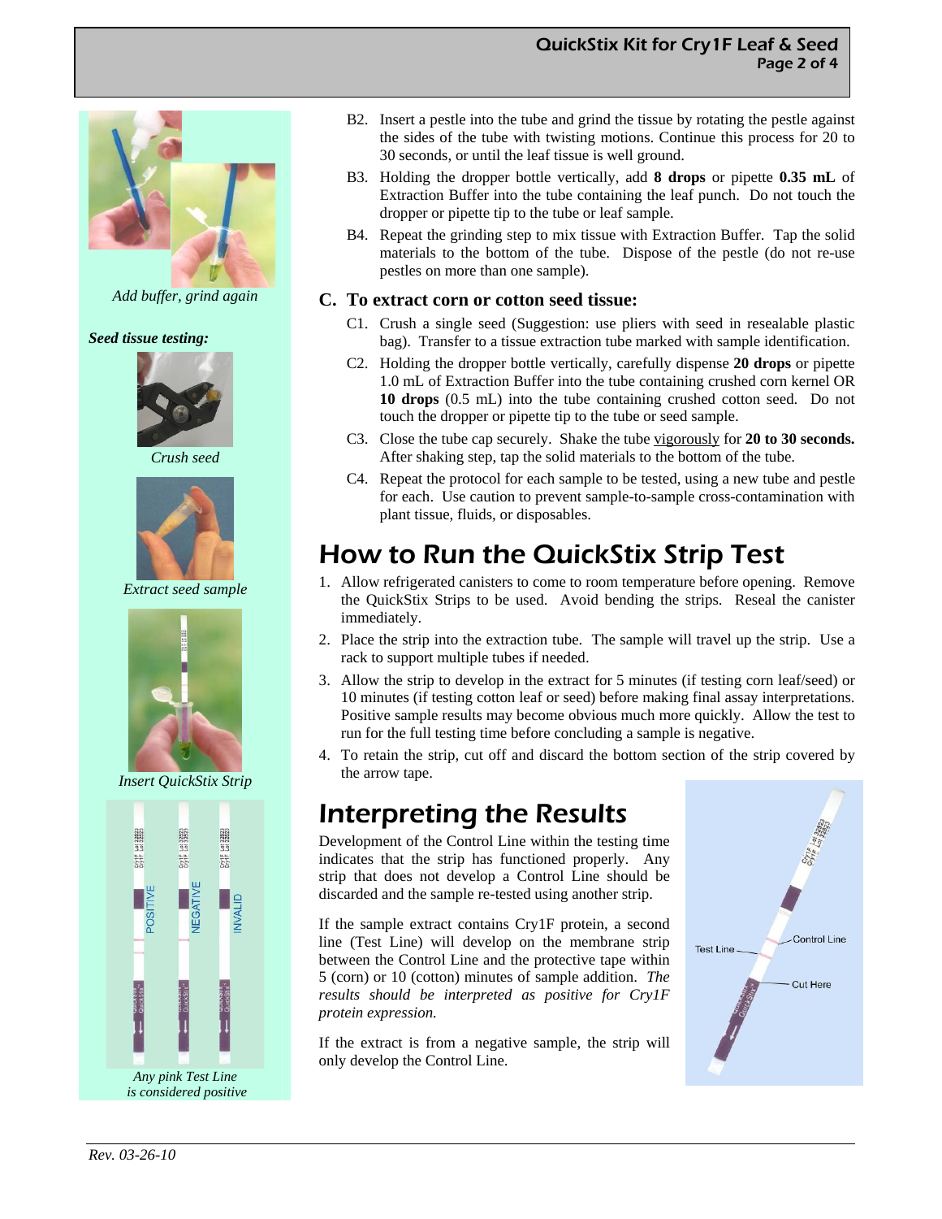*Add buffer, grind again*

***Seed tissue testing:***

*Crush seed*

*Extract seed sample*

*Insert QuickStix Strip*

*Any pink Test Line is considered positive*

B2. Insert a pestle into the tube and grind the tissue by rotating the pestle against the sides of the tube with twisting motions. Continue this process for 20 to 30 seconds, or until the leaf tissue is well ground.

B3. Holding the dropper bottle vertically, add **8 drops** or pipette **0.35 mL** of Extraction Buffer into the tube containing the leaf punch. Do not touch the dropper or pipette tip to the tube or leaf sample.

B4. Repeat the grinding step to mix tissue with Extraction Buffer. Tap the solid materials to the bottom of the tube. Dispose of the pestle (do not re-use pestles on more than one sample).

### C. To extract corn or cotton seed tissue:

C1. Crush a single seed (Suggestion: use pliers with seed in resealable plastic bag). Transfer to a tissue extraction tube marked with sample identification.

C2. Holding the dropper bottle vertically, carefully dispense **20 drops** or pipette 1.0 mL of Extraction Buffer into the tube containing crushed corn kernel OR **10 drops** (0.5 mL) into the tube containing crushed cotton seed. Do not touch the dropper or pipette tip to the tube or seed sample.

C3. Close the tube cap securely. Shake the tube vigorously for **20 to 30 seconds.** After shaking step, tap the solid materials to the bottom of the tube.

C4. Repeat the protocol for each sample to be tested, using a new tube and pestle for each. Use caution to prevent sample-to-sample cross-contamination with plant tissue, fluids, or disposables.

## How to Run the QuickStix Strip Test

1. Allow refrigerated canisters to come to room temperature before opening. Remove the QuickStix Strips to be used. Avoid bending the strips. Reseal the canister immediately.
2. Place the strip into the extraction tube. The sample will travel up the strip. Use a rack to support multiple tubes if needed.
3. Allow the strip to develop in the extract for 5 minutes (if testing corn leaf/seed) or 10 minutes (if testing cotton leaf or seed) before making final assay interpretations. Positive sample results may become obvious much more quickly. Allow the test to run for the full testing time before concluding a sample is negative.
4. To retain the strip, cut off and discard the bottom section of the strip covered by the arrow tape.

## Interpreting the Results

Development of the Control Line within the testing time indicates that the strip has functioned properly. Any strip that does not develop a Control Line should be discarded and the sample re-tested using another strip.

If the sample extract contains Cry1F protein, a second line (Test Line) will develop on the membrane strip between the Control Line and the protective tape within 5 (corn) or 10 (cotton) minutes of sample addition. *The results should be interpreted as positive for Cry1F protein expression.*

If the extract is from a negative sample, the strip will only develop the Control Line.

Test Line
Control Line
Cut Here

*Rev. 03-26-10*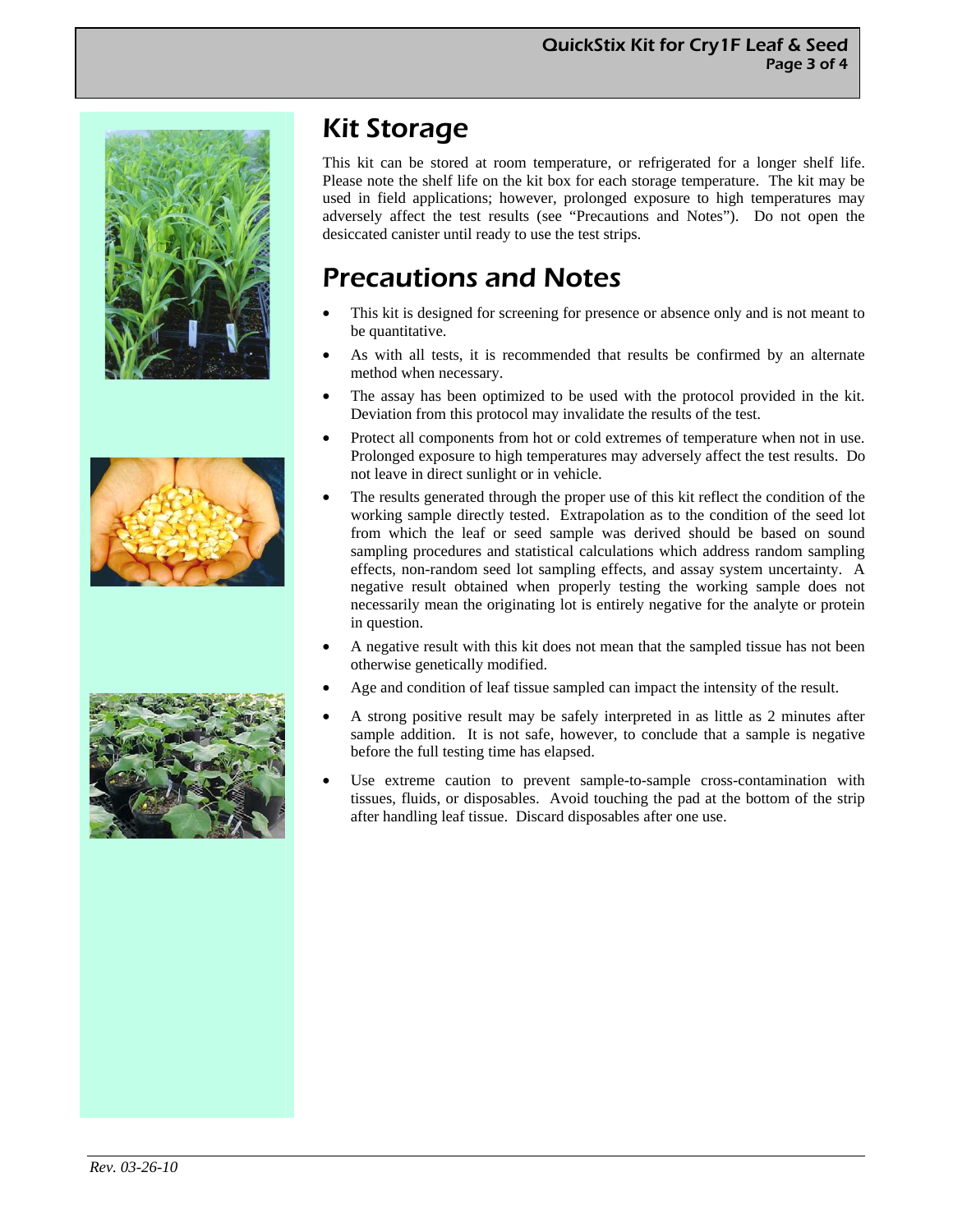## Kit Storage

This kit can be stored at room temperature, or refrigerated for a longer shelf life. Please note the shelf life on the kit box for each storage temperature. The kit may be used in field applications; however, prolonged exposure to high temperatures may adversely affect the test results (see "Precautions and Notes"). Do not open the desiccated canister until ready to use the test strips.

## Precautions and Notes

- This kit is designed for screening for presence or absence only and is not meant to be quantitative.
- As with all tests, it is recommended that results be confirmed by an alternate method when necessary.
- The assay has been optimized to be used with the protocol provided in the kit. Deviation from this protocol may invalidate the results of the test.
- Protect all components from hot or cold extremes of temperature when not in use. Prolonged exposure to high temperatures may adversely affect the test results. Do not leave in direct sunlight or in vehicle.
- The results generated through the proper use of this kit reflect the condition of the working sample directly tested. Extrapolation as to the condition of the seed lot from which the leaf or seed sample was derived should be based on sound sampling procedures and statistical calculations which address random sampling effects, non-random seed lot sampling effects, and assay system uncertainty. A negative result obtained when properly testing the working sample does not necessarily mean the originating lot is entirely negative for the analyte or protein in question.
- A negative result with this kit does not mean that the sampled tissue has not been otherwise genetically modified.
- Age and condition of leaf tissue sampled can impact the intensity of the result.
- A strong positive result may be safely interpreted in as little as 2 minutes after sample addition. It is not safe, however, to conclude that a sample is negative before the full testing time has elapsed.
- Use extreme caution to prevent sample-to-sample cross-contamination with tissues, fluids, or disposables. Avoid touching the pad at the bottom of the strip after handling leaf tissue. Discard disposables after one use.

*Rev. 03-26-10*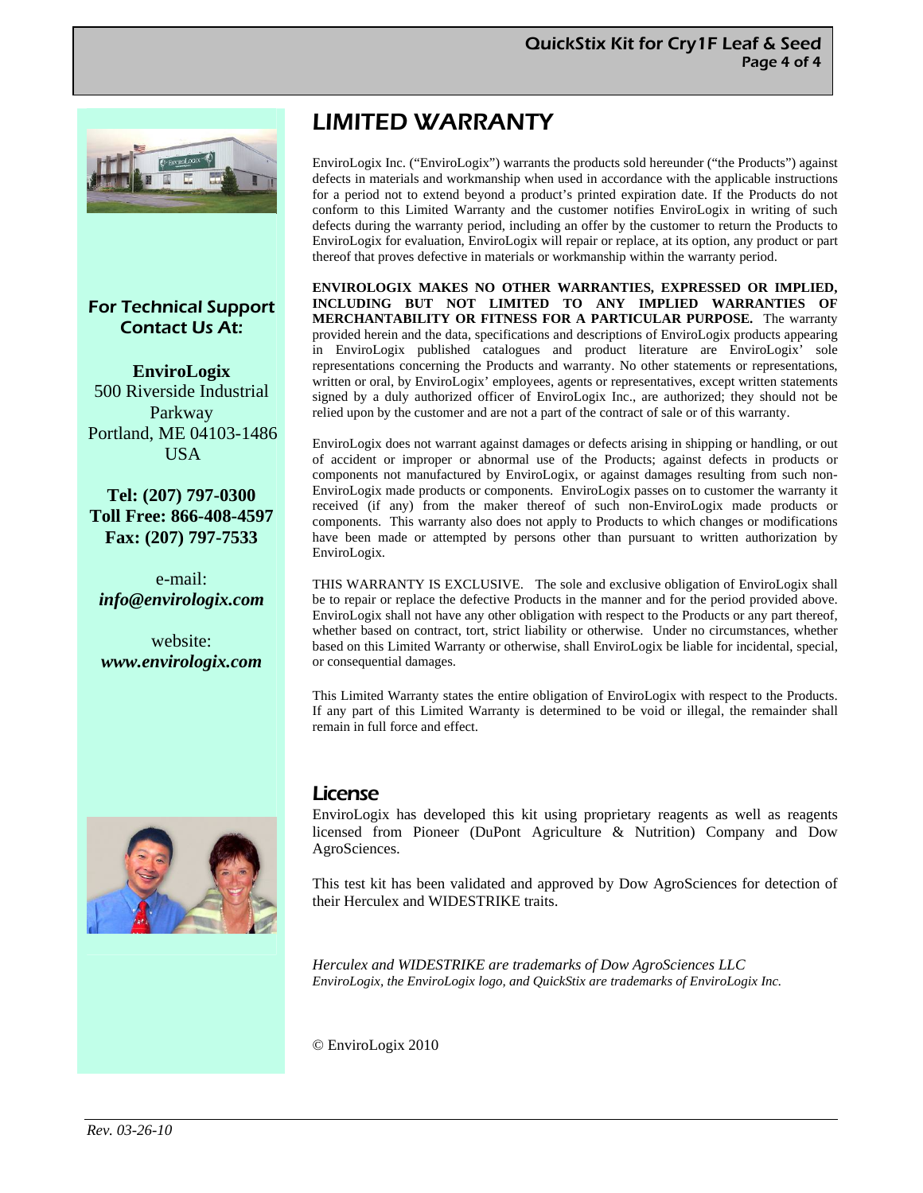# LIMITED WARRANTY

EnviroLogix Inc. ("EnviroLogix") warrants the products sold hereunder ("the Products") against defects in materials and workmanship when used in accordance with the applicable instructions for a period not to extend beyond a product's printed expiration date. If the Products do not conform to this Limited Warranty and the customer notifies EnviroLogix in writing of such defects during the warranty period, including an offer by the customer to return the Products to EnviroLogix for evaluation, EnviroLogix will repair or replace, at its option, any product or part thereof that proves defective in materials or workmanship within the warranty period.

**ENVIROLOGIX MAKES NO OTHER WARRANTIES, EXPRESSED OR IMPLIED, INCLUDING BUT NOT LIMITED TO ANY IMPLIED WARRANTIES OF MERCHANTABILITY OR FITNESS FOR A PARTICULAR PURPOSE.** The warranty provided herein and the data, specifications and descriptions of EnviroLogix products appearing in EnviroLogix published catalogues and product literature are EnviroLogix' sole representations concerning the Products and warranty. No other statements or representations, written or oral, by EnviroLogix' employees, agents or representatives, except written statements signed by a duly authorized officer of EnviroLogix Inc., are authorized; they should not be relied upon by the customer and are not a part of the contract of sale or of this warranty.

EnviroLogix does not warrant against damages or defects arising in shipping or handling, or out of accident or improper or abnormal use of the Products; against defects in products or components not manufactured by EnviroLogix, or against damages resulting from such non-EnviroLogix made products or components. EnviroLogix passes on to customer the warranty it received (if any) from the maker thereof of such non-EnviroLogix made products or components. This warranty also does not apply to Products to which changes or modifications have been made or attempted by persons other than pursuant to written authorization by EnviroLogix.

THIS WARRANTY IS EXCLUSIVE. The sole and exclusive obligation of EnviroLogix shall be to repair or replace the defective Products in the manner and for the period provided above. EnviroLogix shall not have any other obligation with respect to the Products or any part thereof, whether based on contract, tort, strict liability or otherwise. Under no circumstances, whether based on this Limited Warranty or otherwise, shall EnviroLogix be liable for incidental, special, or consequential damages.

This Limited Warranty states the entire obligation of EnviroLogix with respect to the Products. If any part of this Limited Warranty is determined to be void or illegal, the remainder shall remain in full force and effect.

## License

EnviroLogix has developed this kit using proprietary reagents as well as reagents licensed from Pioneer (DuPont Agriculture & Nutrition) Company and Dow AgroSciences.

This test kit has been validated and approved by Dow AgroSciences for detection of their Herculex and WIDESTRIKE traits.

*Herculex and WIDESTRIKE are trademarks of Dow AgroSciences LLC*
*EnviroLogix, the EnviroLogix logo, and QuickStix are trademarks of EnviroLogix Inc.*

© EnviroLogix 2010

### For Technical Support Contact Us At:

**EnviroLogix**
500 Riverside Industrial Parkway
Portland, ME 04103-1486
USA

**Tel: (207) 797-0300**
**Toll Free: 866-408-4597**
**Fax: (207) 797-7533**

e-mail:
***info@envirologix.com***

website:
***www.envirologix.com***

*Rev. 03-26-10*